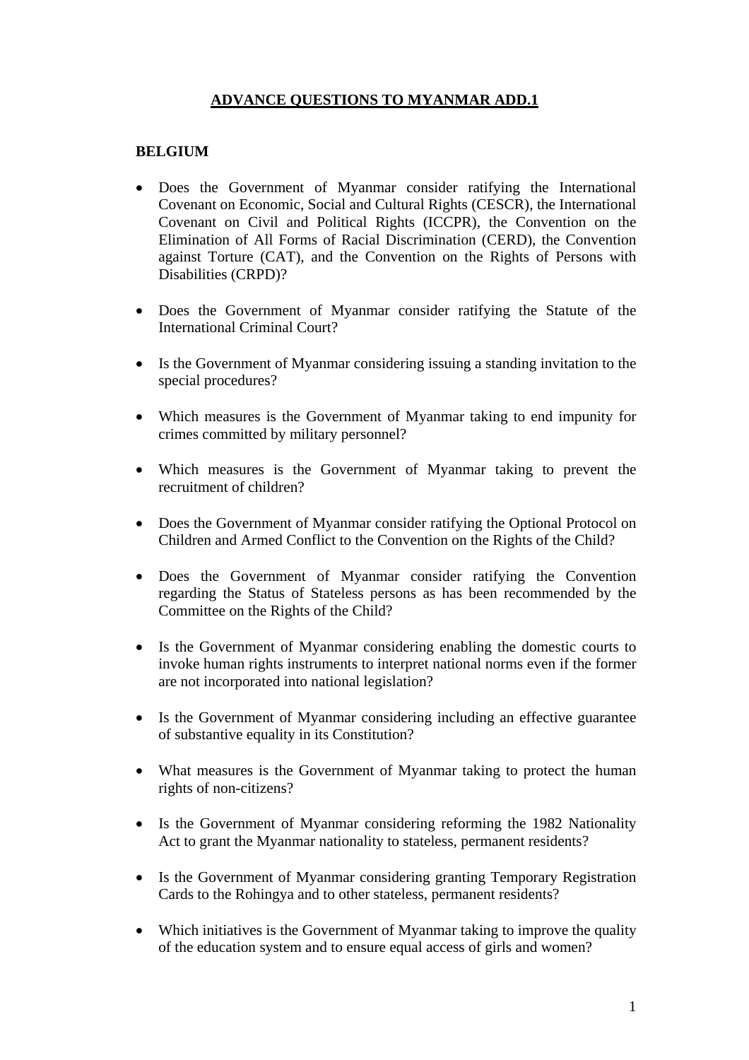# ADVANCE QUESTIONS TO MYANMAR ADD.1

## BELGIUM

- Does the Government of Myanmar consider ratifying the International Covenant on Economic, Social and Cultural Rights (CESCR), the International Covenant on Civil and Political Rights (ICCPR), the Convention on the Elimination of All Forms of Racial Discrimination (CERD), the Convention against Torture (CAT), and the Convention on the Rights of Persons with Disabilities (CRPD)?

- Does the Government of Myanmar consider ratifying the Statute of the International Criminal Court?

- Is the Government of Myanmar considering issuing a standing invitation to the special procedures?

- Which measures is the Government of Myanmar taking to end impunity for crimes committed by military personnel?

- Which measures is the Government of Myanmar taking to prevent the recruitment of children?

- Does the Government of Myanmar consider ratifying the Optional Protocol on Children and Armed Conflict to the Convention on the Rights of the Child?

- Does the Government of Myanmar consider ratifying the Convention regarding the Status of Stateless persons as has been recommended by the Committee on the Rights of the Child?

- Is the Government of Myanmar considering enabling the domestic courts to invoke human rights instruments to interpret national norms even if the former are not incorporated into national legislation?

- Is the Government of Myanmar considering including an effective guarantee of substantive equality in its Constitution?

- What measures is the Government of Myanmar taking to protect the human rights of non-citizens?

- Is the Government of Myanmar considering reforming the 1982 Nationality Act to grant the Myanmar nationality to stateless, permanent residents?

- Is the Government of Myanmar considering granting Temporary Registration Cards to the Rohingya and to other stateless, permanent residents?

- Which initiatives is the Government of Myanmar taking to improve the quality of the education system and to ensure equal access of girls and women?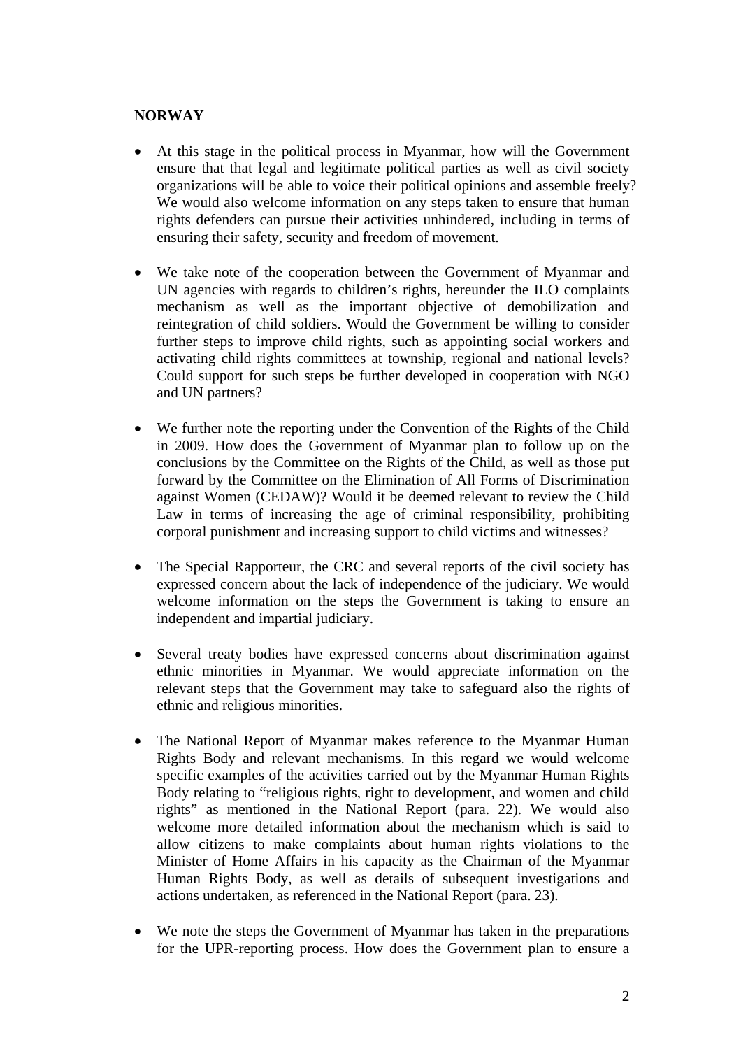**NORWAY**

- At this stage in the political process in Myanmar, how will the Government ensure that that legal and legitimate political parties as well as civil society organizations will be able to voice their political opinions and assemble freely? We would also welcome information on any steps taken to ensure that human rights defenders can pursue their activities unhindered, including in terms of ensuring their safety, security and freedom of movement.

- We take note of the cooperation between the Government of Myanmar and UN agencies with regards to children's rights, hereunder the ILO complaints mechanism as well as the important objective of demobilization and reintegration of child soldiers. Would the Government be willing to consider further steps to improve child rights, such as appointing social workers and activating child rights committees at township, regional and national levels? Could support for such steps be further developed in cooperation with NGO and UN partners?

- We further note the reporting under the Convention of the Rights of the Child in 2009. How does the Government of Myanmar plan to follow up on the conclusions by the Committee on the Rights of the Child, as well as those put forward by the Committee on the Elimination of All Forms of Discrimination against Women (CEDAW)? Would it be deemed relevant to review the Child Law in terms of increasing the age of criminal responsibility, prohibiting corporal punishment and increasing support to child victims and witnesses?

- The Special Rapporteur, the CRC and several reports of the civil society has expressed concern about the lack of independence of the judiciary. We would welcome information on the steps the Government is taking to ensure an independent and impartial judiciary.

- Several treaty bodies have expressed concerns about discrimination against ethnic minorities in Myanmar. We would appreciate information on the relevant steps that the Government may take to safeguard also the rights of ethnic and religious minorities.

- The National Report of Myanmar makes reference to the Myanmar Human Rights Body and relevant mechanisms. In this regard we would welcome specific examples of the activities carried out by the Myanmar Human Rights Body relating to "religious rights, right to development, and women and child rights" as mentioned in the National Report (para. 22). We would also welcome more detailed information about the mechanism which is said to allow citizens to make complaints about human rights violations to the Minister of Home Affairs in his capacity as the Chairman of the Myanmar Human Rights Body, as well as details of subsequent investigations and actions undertaken, as referenced in the National Report (para. 23).

- We note the steps the Government of Myanmar has taken in the preparations for the UPR-reporting process. How does the Government plan to ensure a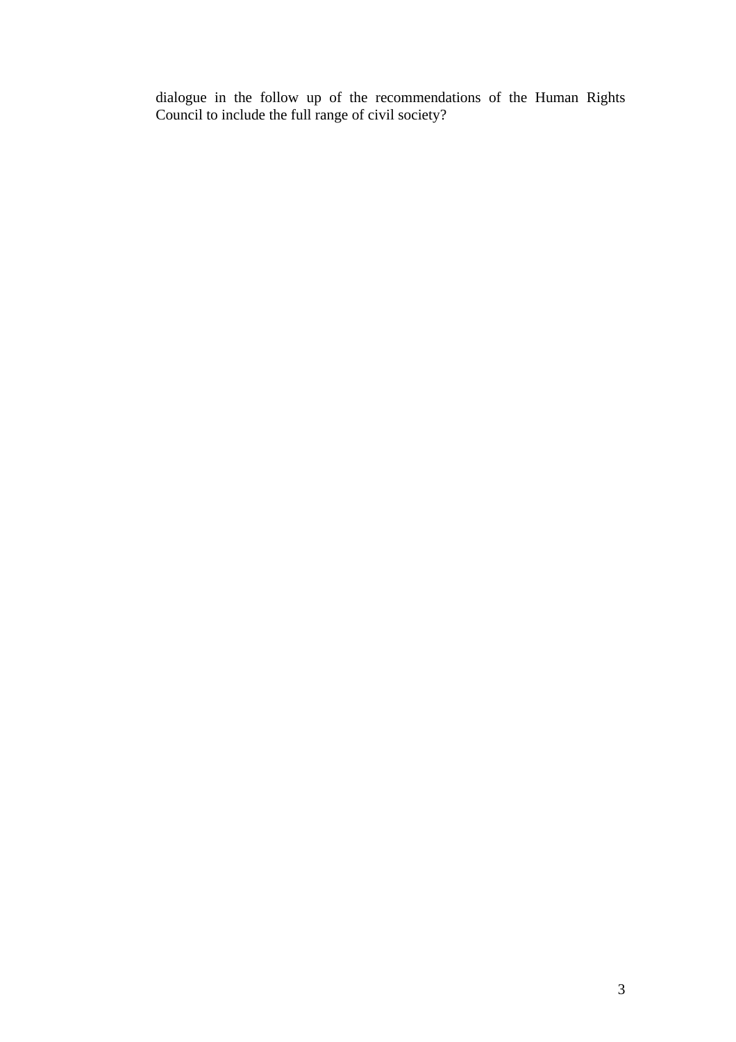dialogue in the follow up of the recommendations of the Human Rights Council to include the full range of civil society?